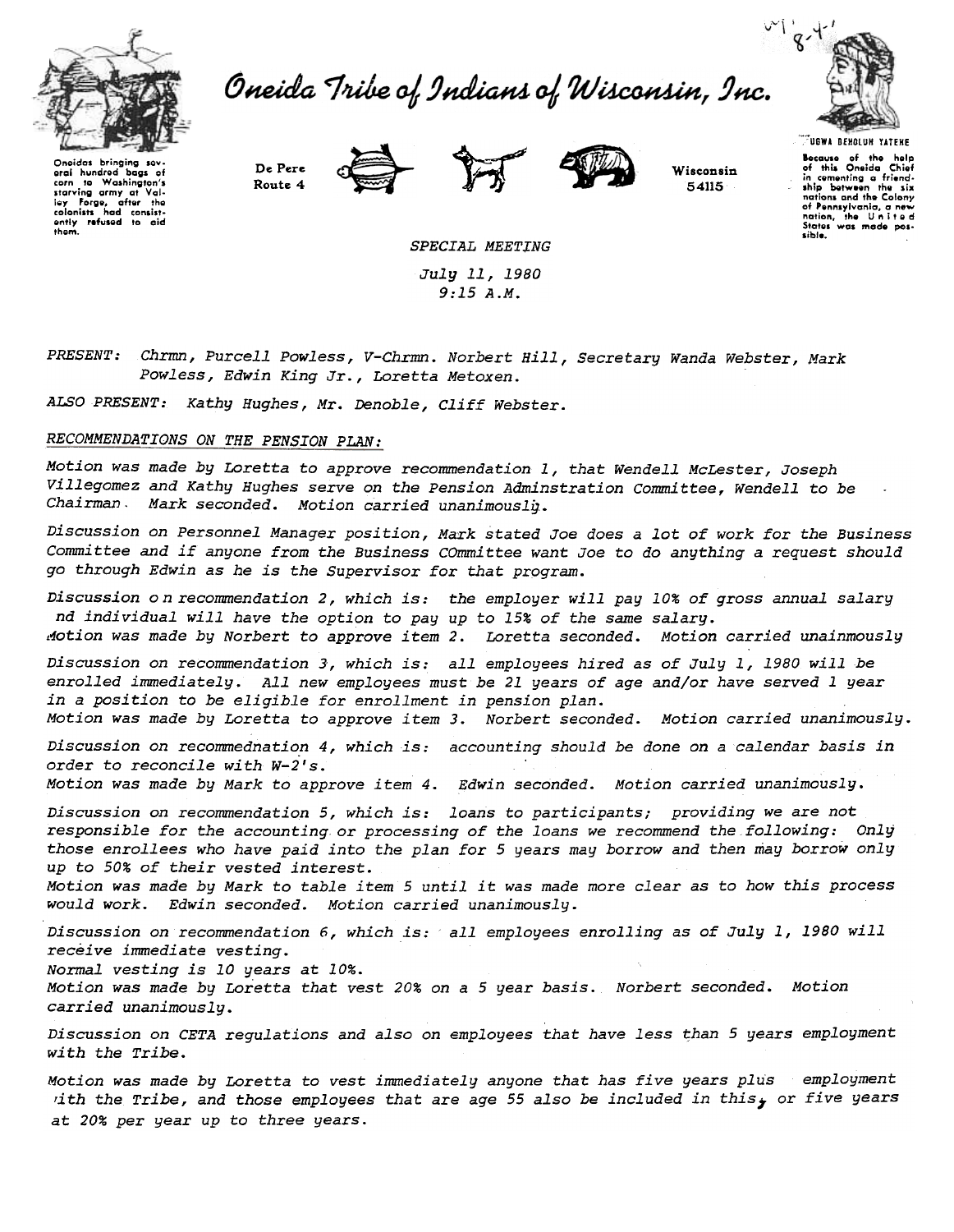# Oneida Tribe of Indians of Wisconsin, Inc.

Oneidas bringing several hundred bags of corn to Washington's starving army at Valley Forge, after the colonists had consistently refused to aid them.

De Pere
Route 4

Wisconsin
54115

UGWA DEHOLUH YATEHE

Because of the help of this Oneida Chief in cementing a friendship between the six nations and the Colony of Pennsylvania, a new nation, the United States was made possible.

*SPECIAL MEETING*

*July 11, 1980*
*9:15 A.M.*

*PRESENT:* Chrmn, Purcell Powless, V-Chrmn. Norbert Hill, Secretary Wanda Webster, Mark Powless, Edwin King Jr., Loretta Metoxen.

*ALSO PRESENT:* Kathy Hughes, Mr. Denoble, Cliff Webster.

*RECOMMENDATIONS ON THE PENSION PLAN:*

Motion was made by Loretta to approve recommendation 1, that Wendell McLester, Joseph Villegomez and Kathy Hughes serve on the Pension Adminstration Committee, Wendell to be Chairman. Mark seconded. Motion carried unanimously.

Discussion on Personnel Manager position, Mark stated Joe does a lot of work for the Business Committee and if anyone from the Business COmmittee want Joe to do anything a request should go through Edwin as he is the Supervisor for that program.

Discussion on recommendation 2, which is: the employer will pay 10% of gross annual salary nd individual will have the option to pay up to 15% of the same salary.
Motion was made by Norbert to approve item 2. Loretta seconded. Motion carried unainmously

Discussion on recommendation 3, which is: all employees hired as of July 1, 1980 will be enrolled immediately. All new employees must be 21 years of age and/or have served 1 year in a position to be eligible for enrollment in pension plan.
Motion was made by Loretta to approve item 3. Norbert seconded. Motion carried unanimously.

Discussion on recommednation 4, which is: accounting should be done on a calendar basis in order to reconcile with W-2's.
Motion was made by Mark to approve item 4. Edwin seconded. Motion carried unanimously.

Discussion on recommendation 5, which is: loans to participants; providing we are not responsible for the accounting or processing of the loans we recommend the following: Only those enrollees who have paid into the plan for 5 years may borrow and then may borrow only up to 50% of their vested interest.
Motion was made by Mark to table item 5 until it was made more clear as to how this process would work. Edwin seconded. Motion carried unanimously.

Discussion on recommendation 6, which is: all employees enrolling as of July 1, 1980 will receive immediate vesting.
Normal vesting is 10 years at 10%.
Motion was made by Loretta that vest 20% on a 5 year basis. Norbert seconded. Motion carried unanimously.

Discussion on CETA regulations and also on employees that have less than 5 years employment with the Tribe.

Motion was made by Loretta to vest immediately anyone that has five years plus employment with the Tribe, and those employees that are age 55 also be included in this, or five years at 20% per year up to three years.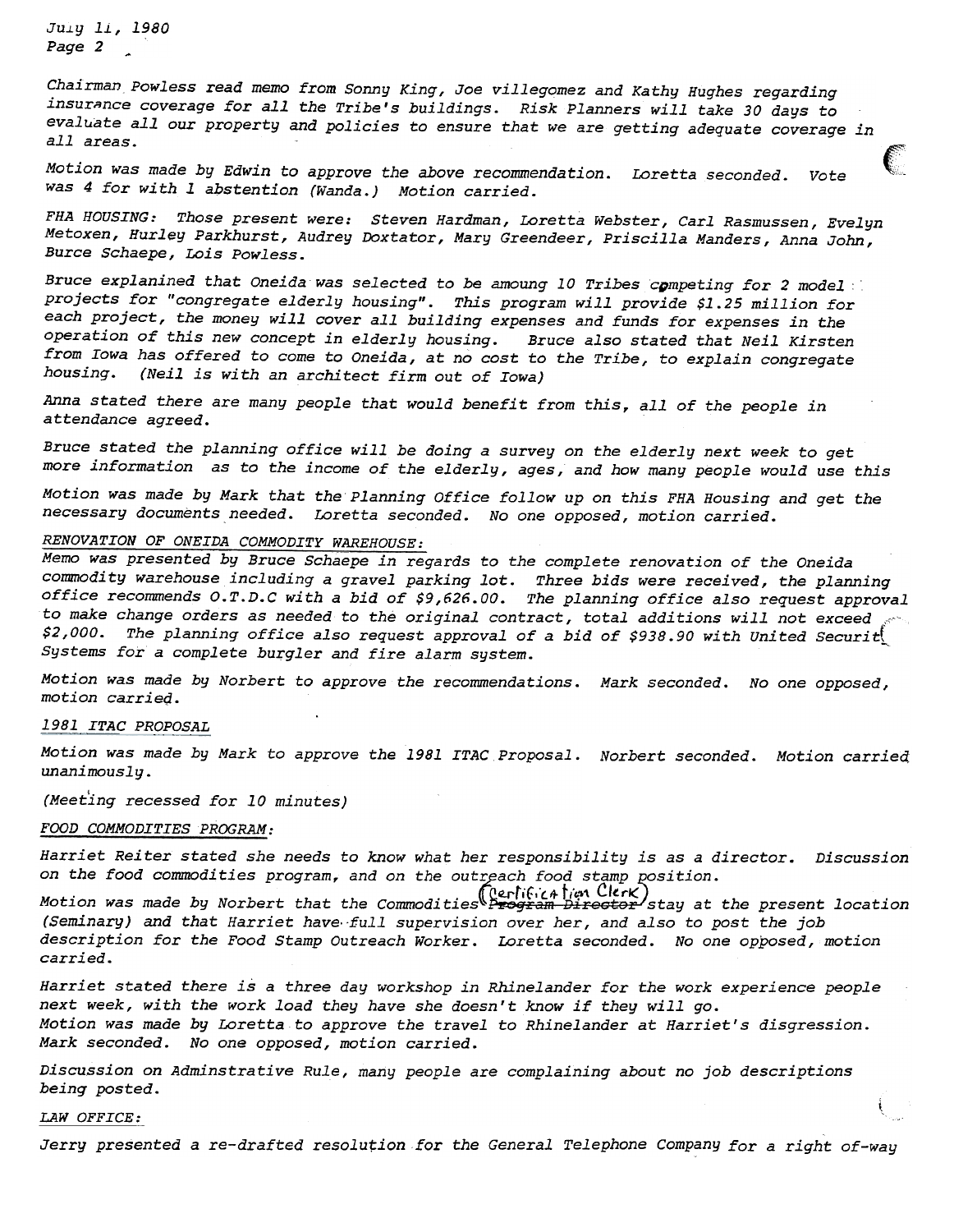Chairman Powless read memo from Sonny King, Joe villegomez and Kathy Hughes regarding insurance coverage for all the Tribe's buildings. Risk Planners will take 30 days to evaluate all our property and policies to ensure that we are getting adequate coverage in all areas.

Motion was made by Edwin to approve the above recommendation. Loretta seconded. Vote was 4 for with 1 abstention (Wanda.) Motion carried.

FHA HOUSING: Those present were: Steven Hardman, Loretta Webster, Carl Rasmussen, Evelyn Metoxen, Hurley Parkhurst, Audrey Doxtator, Mary Greendeer, Priscilla Manders, Anna John, Burce Schaepe, Lois Powless.

Bruce explanined that Oneida was selected to be amoung 10 Tribes competing for 2 model projects for "congregate elderly housing". This program will provide $1.25 million for each project, the money will cover all building expenses and funds for expenses in the operation of this new concept in elderly housing. Bruce also stated that Neil Kirsten from Iowa has offered to come to Oneida, at no cost to the Tribe, to explain congregate housing. (Neil is with an architect firm out of Iowa)

Anna stated there are many people that would benefit from this, all of the people in attendance agreed.

Bruce stated the planning office will be doing a survey on the elderly next week to get more information as to the income of the elderly, ages, and how many people would use this

Motion was made by Mark that the Planning Office follow up on this FHA Housing and get the necessary documents needed. Loretta seconded. No one opposed, motion carried.

RENOVATION OF ONEIDA COMMODITY WAREHOUSE:

Memo was presented by Bruce Schaepe in regards to the complete renovation of the Oneida commodity warehouse including a gravel parking lot. Three bids were received, the planning office recommends O.T.D.C with a bid of $9,626.00. The planning office also request approval to make change orders as needed to the original contract, total additions will not exceed $2,000. The planning office also request approval of a bid of $938.90 with United Securit Systems for a complete burgler and fire alarm system.

Motion was made by Norbert to approve the recommendations. Mark seconded. No one opposed, motion carried.

1981 ITAC PROPOSAL

Motion was made by Mark to approve the 1981 ITAC Proposal. Norbert seconded. Motion carried unanimously.

(Meeting recessed for 10 minutes)

FOOD COMMODITIES PROGRAM:

Harriet Reiter stated she needs to know what her responsibility is as a director. Discussion on the food commodities program, and on the outreach food stamp position.

Motion was made by Norbert that the Commodities ~~Program Director~~ (Certification Clerk) stay at the present location (Seminary) and that Harriet have full supervision over her, and also to post the job description for the Food Stamp Outreach Worker. Loretta seconded. No one opposed, motion carried.

Harriet stated there is a three day workshop in Rhinelander for the work experience people next week, with the work load they have she doesn't know if they will go.
Motion was made by Loretta to approve the travel to Rhinelander at Harriet's disgression. Mark seconded. No one opposed, motion carried.

Discussion on Adminstrative Rule, many people are complaining about no job descriptions being posted.

LAW OFFICE:

Jerry presented a re-drafted resolution for the General Telephone Company for a right of-way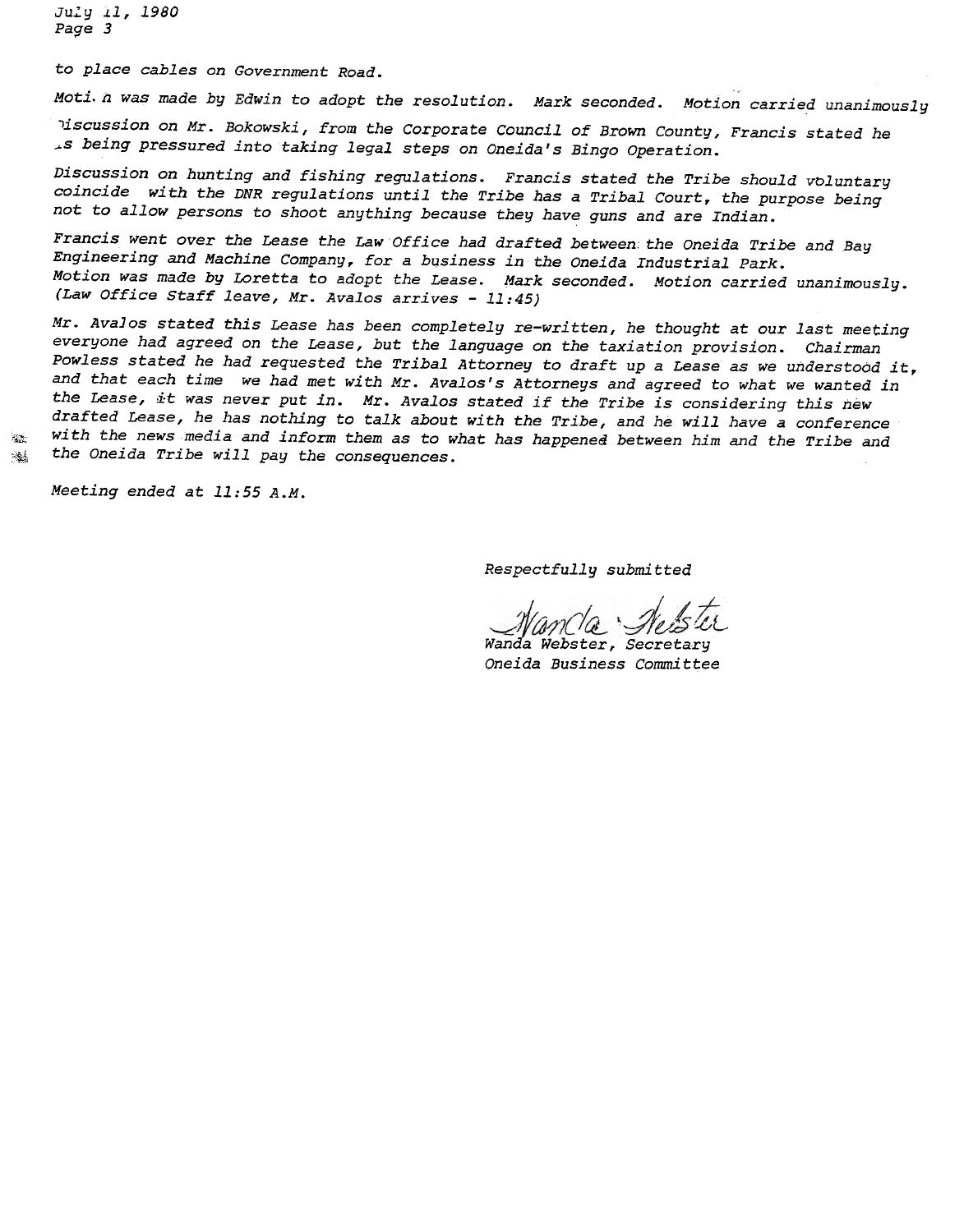to place cables on Government Road.

Moti. n was made by Edwin to adopt the resolution. Mark seconded. Motion carried unanimously

Discussion on Mr. Bokowski, from the Corporate Council of Brown County, Francis stated he is being pressured into taking legal steps on Oneida's Bingo Operation.

Discussion on hunting and fishing regulations. Francis stated the Tribe should voluntary coincide with the DNR regulations until the Tribe has a Tribal Court, the purpose being not to allow persons to shoot anything because they have guns and are Indian.

Francis went over the Lease the Law Office had drafted between the Oneida Tribe and Bay Engineering and Machine Company, for a business in the Oneida Industrial Park. Motion was made by Loretta to adopt the Lease. Mark seconded. Motion carried unanimously. (Law Office Staff leave, Mr. Avalos arrives - 11:45)

Mr. Avalos stated this Lease has been completely re-written, he thought at our last meeting everyone had agreed on the Lease, but the language on the taxiation provision. Chairman Powless stated he had requested the Tribal Attorney to draft up a Lease as we understood it, and that each time we had met with Mr. Avalos's Attorneys and agreed to what we wanted in the Lease, it was never put in. Mr. Avalos stated if the Tribe is considering this new drafted Lease, he has nothing to talk about with the Tribe, and he will have a conference with the news media and inform them as to what has happened between him and the Tribe and the Oneida Tribe will pay the consequences.

Meeting ended at 11:55 A.M.

Respectfully submitted

Wanda Webster

Wanda Webster, Secretary
Oneida Business Committee